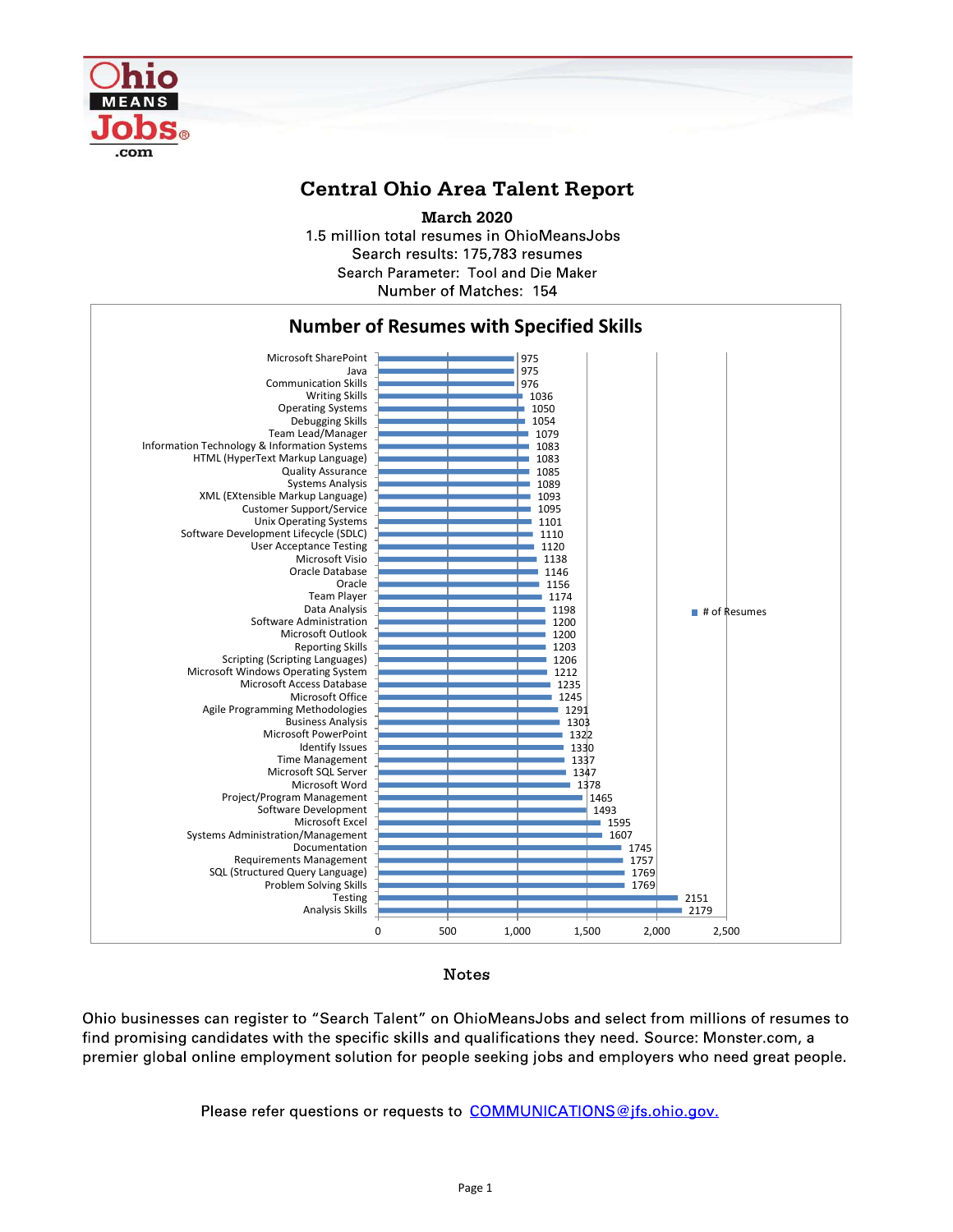# Central Ohio Area Talent Report

**March 2020**

1.5 million total resumes in OhioMeansJobs

Search results: 175,783 resumes

Search Parameter: Tool and Die Maker

Number of Matches: 154

## Number of Resumes with Specified Skills

| Skill | # of Resumes |
|---|---|
| Microsoft SharePoint | 975 |
| Java | 975 |
| Communication Skills | 976 |
| Writing Skills | 1036 |
| Operating Systems | 1050 |
| Debugging Skills | 1054 |
| Team Lead/Manager | 1079 |
| Information Technology & Information Systems | 1083 |
| HTML (HyperText Markup Language) | 1083 |
| Quality Assurance | 1085 |
| Systems Analysis | 1089 |
| XML (EXtensible Markup Language) | 1093 |
| Customer Support/Service | 1095 |
| Unix Operating Systems | 1101 |
| Software Development Lifecycle (SDLC) | 1110 |
| User Acceptance Testing | 1120 |
| Microsoft Visio | 1138 |
| Oracle Database | 1146 |
| Oracle | 1156 |
| Team Player | 1174 |
| Data Analysis | 1198 |
| Software Administration | 1200 |
| Microsoft Outlook | 1200 |
| Reporting Skills | 1203 |
| Scripting (Scripting Languages) | 1206 |
| Microsoft Windows Operating System | 1212 |
| Microsoft Access Database | 1235 |
| Microsoft Office | 1245 |
| Agile Programming Methodologies | 1291 |
| Business Analysis | 1303 |
| Microsoft PowerPoint | 1322 |
| Identify Issues | 1330 |
| Time Management | 1337 |
| Microsoft SQL Server | 1347 |
| Microsoft Word | 1378 |
| Project/Program Management | 1465 |
| Software Development | 1493 |
| Microsoft Excel | 1595 |
| Systems Administration/Management | 1607 |
| Documentation | 1745 |
| Requirements Management | 1757 |
| SQL (Structured Query Language) | 1769 |
| Problem Solving Skills | 1769 |
| Testing | 2151 |
| Analysis Skills | 2179 |

## Notes

Ohio businesses can register to "Search Talent" on OhioMeansJobs and select from millions of resumes to find promising candidates with the specific skills and qualifications they need. Source: Monster.com, a premier global online employment solution for people seeking jobs and employers who need great people.

Please refer questions or requests to COMMUNICATIONS@jfs.ohio.gov.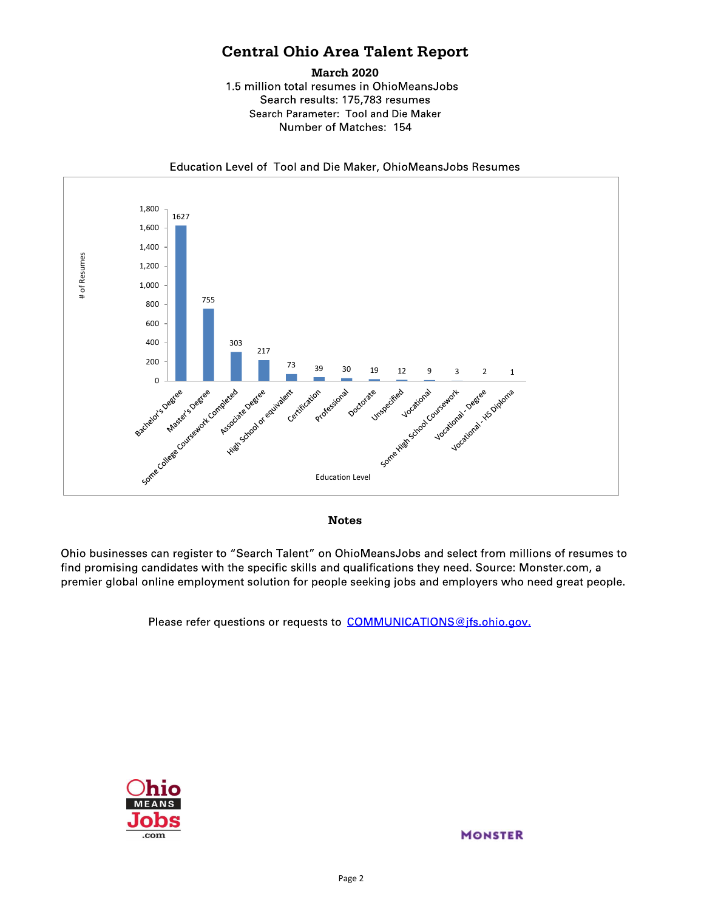# Central Ohio Area Talent Report

**March 2020**

1.5 million total resumes in OhioMeansJobs
Search results: 175,783 resumes
Search Parameter: Tool and Die Maker
Number of Matches: 154

Education Level of Tool and Die Maker, OhioMeansJobs Resumes

# of Resumes

1,800
1,600
1,400
1,200
1,000
800
600
400
200
0

1627
755
303
217
73
39
30
19
12
9
3
2
1

Bachelor's Degree
Master's Degree
Some College Coursework Completed
Associate Degree
High School or equivalent
Certification
Professional
Doctorate
Unspecified
Vocational
Some High School Coursework
Vocational - Degree
Vocational - HS Diploma

Education Level

## Notes

Ohio businesses can register to “Search Talent” on OhioMeansJobs and select from millions of resumes to find promising candidates with the specific skills and qualifications they need. Source: Monster.com, a premier global online employment solution for people seeking jobs and employers who need great people.

Please refer questions or requests to COMMUNICATIONS@jfs.ohio.gov.

Ohio MEANS Jobs .com

MONSTER